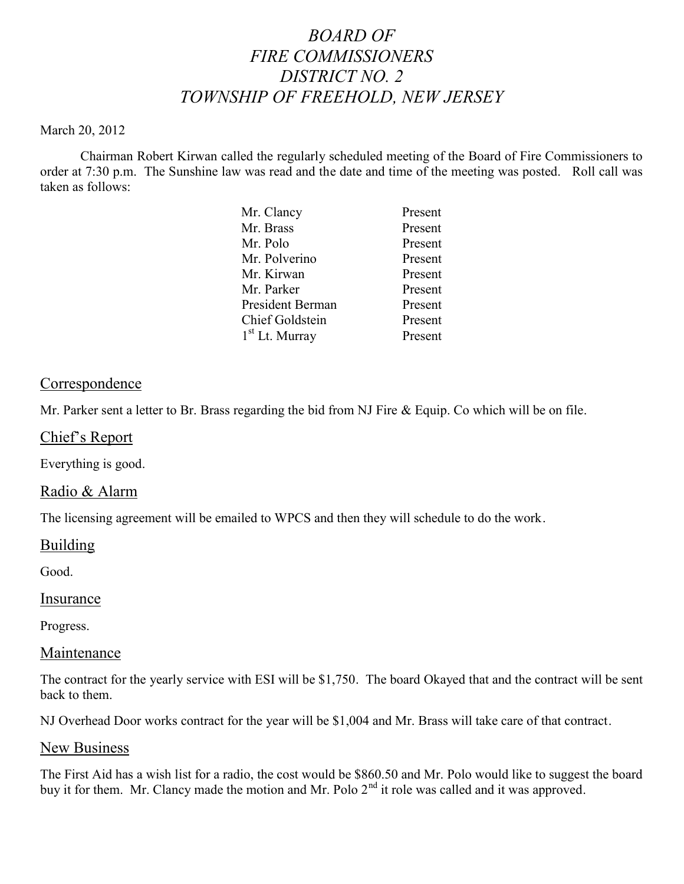# *BOARD OF FIRE COMMISSIONERS DISTRICT NO. 2 TOWNSHIP OF FREEHOLD, NEW JERSEY*

March 20, 2012

Chairman Robert Kirwan called the regularly scheduled meeting of the Board of Fire Commissioners to order at 7:30 p.m. The Sunshine law was read and the date and time of the meeting was posted. Roll call was taken as follows:

| | |
|---|---|
| Mr. Clancy | Present |
| Mr. Brass | Present |
| Mr. Polo | Present |
| Mr. Polverino | Present |
| Mr. Kirwan | Present |
| Mr. Parker | Present |
| President Berman | Present |
| Chief Goldstein | Present |
| 1st Lt. Murray | Present |

## Correspondence

Mr. Parker sent a letter to Br. Brass regarding the bid from NJ Fire & Equip. Co which will be on file.

## Chief's Report

Everything is good.

## Radio & Alarm

The licensing agreement will be emailed to WPCS and then they will schedule to do the work.

## Building

Good.

## Insurance

Progress.

## Maintenance

The contract for the yearly service with ESI will be $1,750. The board Okayed that and the contract will be sent back to them.

NJ Overhead Door works contract for the year will be $1,004 and Mr. Brass will take care of that contract.

## New Business

The First Aid has a wish list for a radio, the cost would be $860.50 and Mr. Polo would like to suggest the board buy it for them. Mr. Clancy made the motion and Mr. Polo 2nd it role was called and it was approved.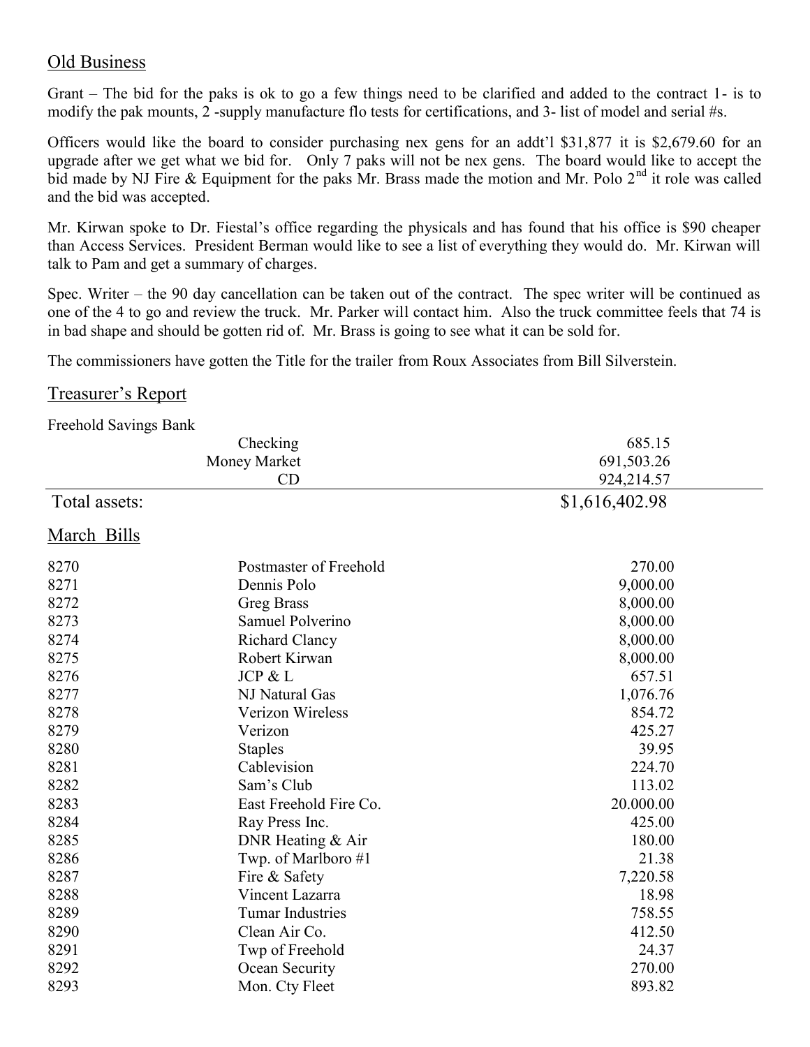## Old Business

Grant – The bid for the paks is ok to go a few things need to be clarified and added to the contract 1- is to modify the pak mounts, 2 -supply manufacture flo tests for certifications, and 3- list of model and serial #s.

Officers would like the board to consider purchasing nex gens for an addt'l $31,877 it is $2,679.60 for an upgrade after we get what we bid for. Only 7 paks will not be nex gens. The board would like to accept the bid made by NJ Fire & Equipment for the paks Mr. Brass made the motion and Mr. Polo 2nd it role was called and the bid was accepted.

Mr. Kirwan spoke to Dr. Fiestal's office regarding the physicals and has found that his office is $90 cheaper than Access Services. President Berman would like to see a list of everything they would do. Mr. Kirwan will talk to Pam and get a summary of charges.

Spec. Writer – the 90 day cancellation can be taken out of the contract. The spec writer will be continued as one of the 4 to go and review the truck. Mr. Parker will contact him. Also the truck committee feels that 74 is in bad shape and should be gotten rid of. Mr. Brass is going to see what it can be sold for.

The commissioners have gotten the Title for the trailer from Roux Associates from Bill Silverstein.

## Treasurer's Report

Freehold Savings Bank

| | | |
|---|---|---|
| | Checking | 685.15 |
| | Money Market | 691,503.26 |
| | CD | 924,214.57 |
| Total assets: | | $1,616,402.98 |

## March Bills

| | | |
|---|---|---|
| 8270 | Postmaster of Freehold | 270.00 |
| 8271 | Dennis Polo | 9,000.00 |
| 8272 | Greg Brass | 8,000.00 |
| 8273 | Samuel Polverino | 8,000.00 |
| 8274 | Richard Clancy | 8,000.00 |
| 8275 | Robert Kirwan | 8,000.00 |
| 8276 | JCP & L | 657.51 |
| 8277 | NJ Natural Gas | 1,076.76 |
| 8278 | Verizon Wireless | 854.72 |
| 8279 | Verizon | 425.27 |
| 8280 | Staples | 39.95 |
| 8281 | Cablevision | 224.70 |
| 8282 | Sam's Club | 113.02 |
| 8283 | East Freehold Fire Co. | 20.000.00 |
| 8284 | Ray Press Inc. | 425.00 |
| 8285 | DNR Heating & Air | 180.00 |
| 8286 | Twp. of Marlboro #1 | 21.38 |
| 8287 | Fire & Safety | 7,220.58 |
| 8288 | Vincent Lazarra | 18.98 |
| 8289 | Tumar Industries | 758.55 |
| 8290 | Clean Air Co. | 412.50 |
| 8291 | Twp of Freehold | 24.37 |
| 8292 | Ocean Security | 270.00 |
| 8293 | Mon. Cty Fleet | 893.82 |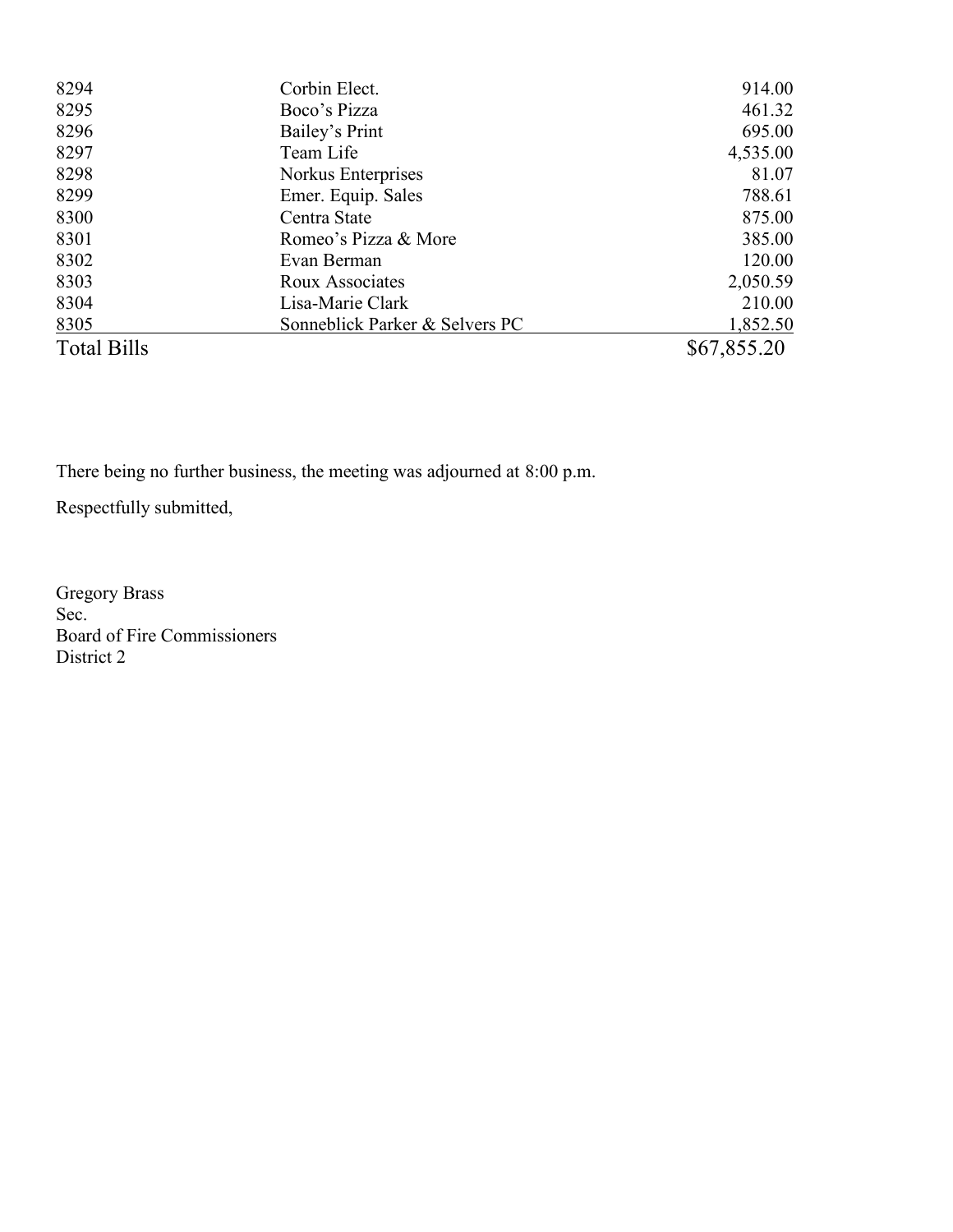| | | |
|---|---|---|
| 8294 | Corbin Elect. | 914.00 |
| 8295 | Boco's Pizza | 461.32 |
| 8296 | Bailey's Print | 695.00 |
| 8297 | Team Life | 4,535.00 |
| 8298 | Norkus Enterprises | 81.07 |
| 8299 | Emer. Equip. Sales | 788.61 |
| 8300 | Centra State | 875.00 |
| 8301 | Romeo's Pizza & More | 385.00 |
| 8302 | Evan Berman | 120.00 |
| 8303 | Roux Associates | 2,050.59 |
| 8304 | Lisa-Marie Clark | 210.00 |
| 8305 | Sonneblick Parker & Selvers PC | 1,852.50 |
| Total Bills | | $67,855.20 |

There being no further business, the meeting was adjourned at 8:00 p.m.

Respectfully submitted,

Gregory Brass
Sec.
Board of Fire Commissioners
District 2